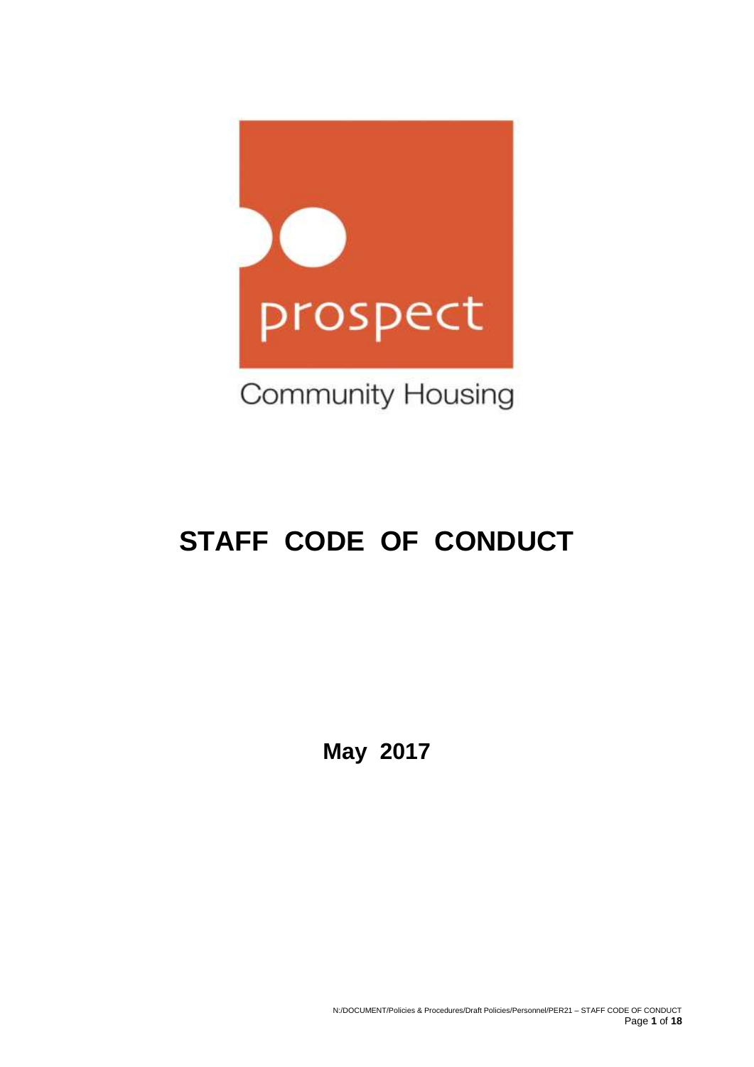prospect

Community Housing

# STAFF CODE OF CONDUCT

**May 2017**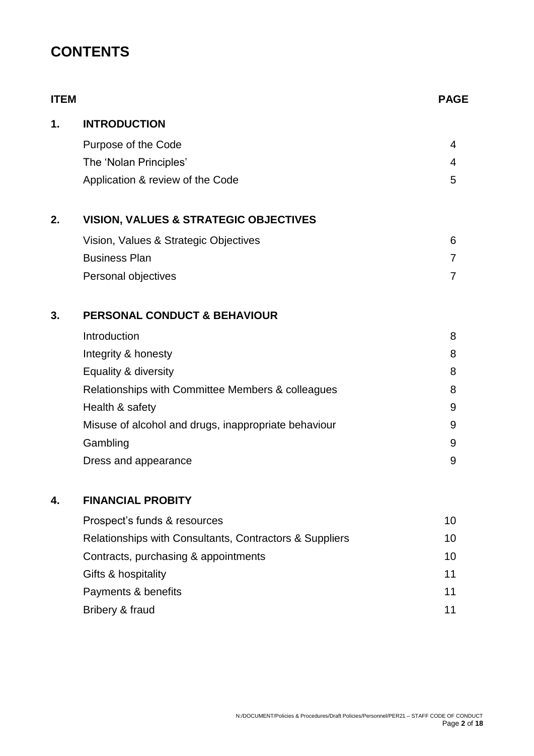# CONTENTS

| ITEM | | PAGE |
|---|---|---|
| **1.** | **INTRODUCTION** | |
| | Purpose of the Code | 4 |
| | The 'Nolan Principles' | 4 |
| | Application & review of the Code | 5 |
| **2.** | **VISION, VALUES & STRATEGIC OBJECTIVES** | |
| | Vision, Values & Strategic Objectives | 6 |
| | Business Plan | 7 |
| | Personal objectives | 7 |
| **3.** | **PERSONAL CONDUCT & BEHAVIOUR** | |
| | Introduction | 8 |
| | Integrity & honesty | 8 |
| | Equality & diversity | 8 |
| | Relationships with Committee Members & colleagues | 8 |
| | Health & safety | 9 |
| | Misuse of alcohol and drugs, inappropriate behaviour | 9 |
| | Gambling | 9 |
| | Dress and appearance | 9 |
| **4.** | **FINANCIAL PROBITY** | |
| | Prospect's funds & resources | 10 |
| | Relationships with Consultants, Contractors & Suppliers | 10 |
| | Contracts, purchasing & appointments | 10 |
| | Gifts & hospitality | 11 |
| | Payments & benefits | 11 |
| | Bribery & fraud | 11 |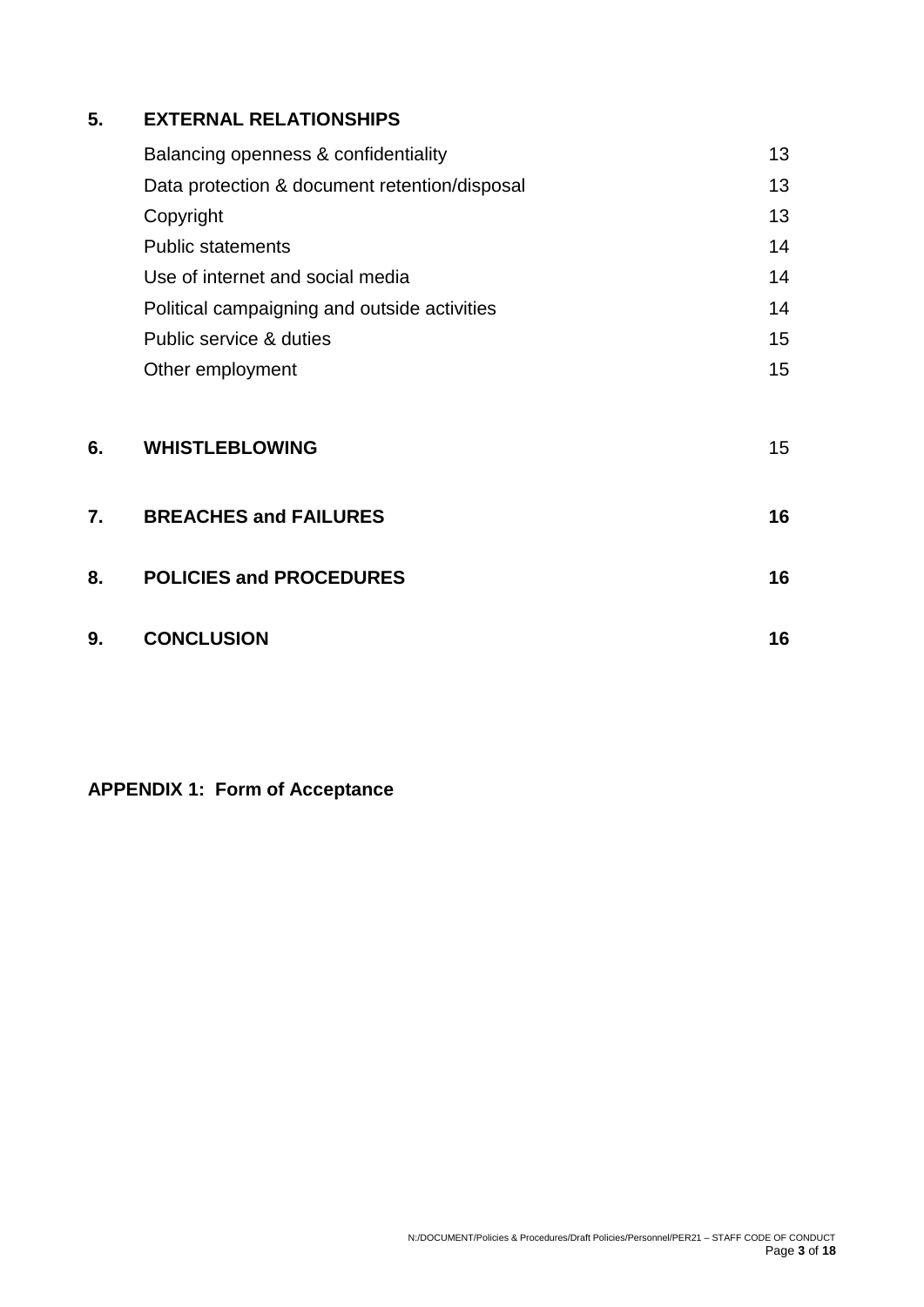| | | |
|---|---|---|
| **5.** | **EXTERNAL RELATIONSHIPS** | |
| | Balancing openness & confidentiality | 13 |
| | Data protection & document retention/disposal | 13 |
| | Copyright | 13 |
| | Public statements | 14 |
| | Use of internet and social media | 14 |
| | Political campaigning and outside activities | 14 |
| | Public service & duties | 15 |
| | Other employment | 15 |
| **6.** | **WHISTLEBLOWING** | 15 |
| **7.** | **BREACHES and FAILURES** | **16** |
| **8.** | **POLICIES and PROCEDURES** | **16** |
| **9.** | **CONCLUSION** | **16** |

**APPENDIX 1: Form of Acceptance**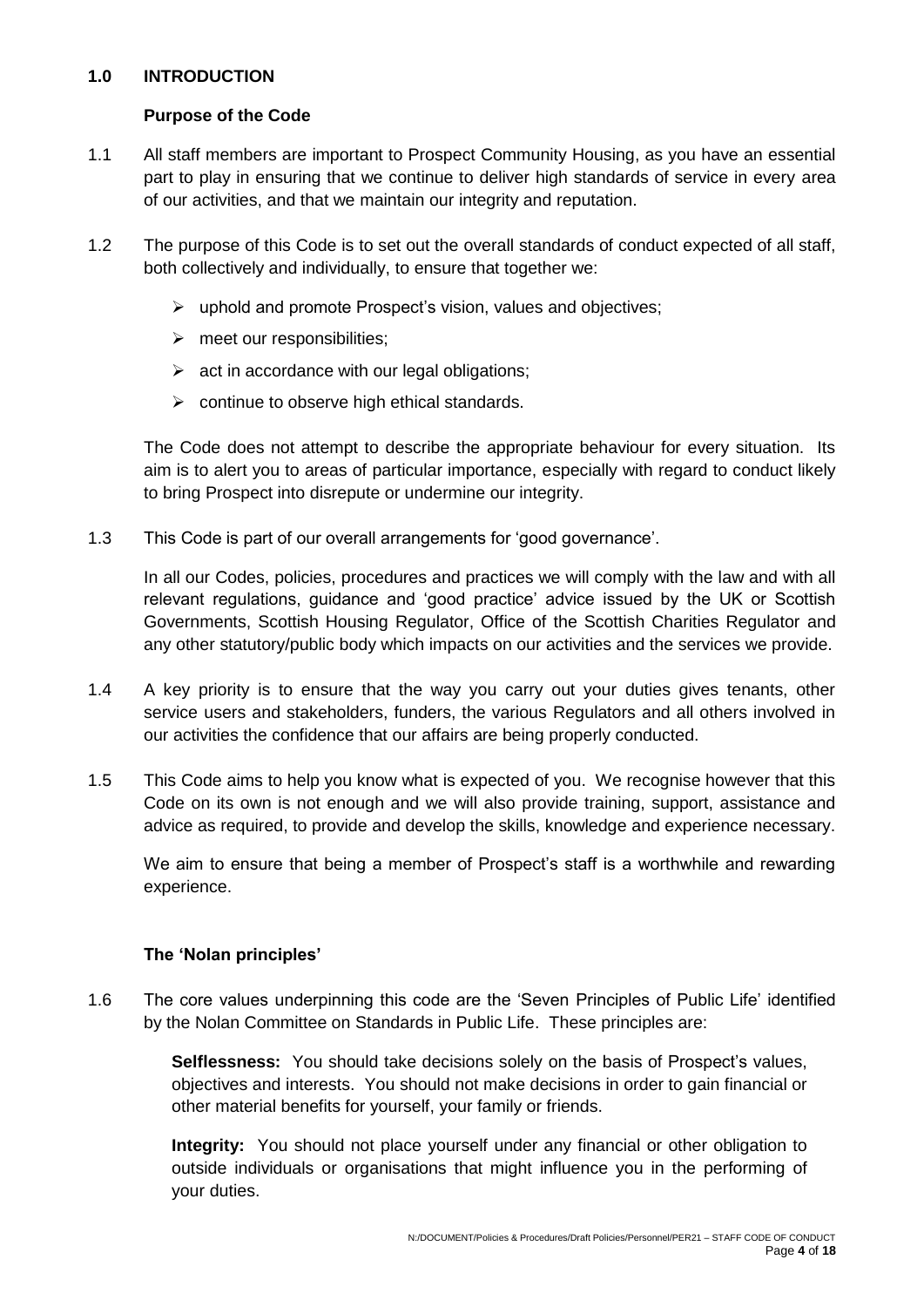## 1.0 INTRODUCTION

### Purpose of the Code

1.1 All staff members are important to Prospect Community Housing, as you have an essential part to play in ensuring that we continue to deliver high standards of service in every area of our activities, and that we maintain our integrity and reputation.

1.2 The purpose of this Code is to set out the overall standards of conduct expected of all staff, both collectively and individually, to ensure that together we:

- uphold and promote Prospect's vision, values and objectives;
- meet our responsibilities;
- act in accordance with our legal obligations;
- continue to observe high ethical standards.

The Code does not attempt to describe the appropriate behaviour for every situation. Its aim is to alert you to areas of particular importance, especially with regard to conduct likely to bring Prospect into disrepute or undermine our integrity.

1.3 This Code is part of our overall arrangements for 'good governance'.

In all our Codes, policies, procedures and practices we will comply with the law and with all relevant regulations, guidance and 'good practice' advice issued by the UK or Scottish Governments, Scottish Housing Regulator, Office of the Scottish Charities Regulator and any other statutory/public body which impacts on our activities and the services we provide.

1.4 A key priority is to ensure that the way you carry out your duties gives tenants, other service users and stakeholders, funders, the various Regulators and all others involved in our activities the confidence that our affairs are being properly conducted.

1.5 This Code aims to help you know what is expected of you. We recognise however that this Code on its own is not enough and we will also provide training, support, assistance and advice as required, to provide and develop the skills, knowledge and experience necessary.

We aim to ensure that being a member of Prospect's staff is a worthwhile and rewarding experience.

### The 'Nolan principles'

1.6 The core values underpinning this code are the 'Seven Principles of Public Life' identified by the Nolan Committee on Standards in Public Life. These principles are:

**Selflessness:** You should take decisions solely on the basis of Prospect's values, objectives and interests. You should not make decisions in order to gain financial or other material benefits for yourself, your family or friends.

**Integrity:** You should not place yourself under any financial or other obligation to outside individuals or organisations that might influence you in the performing of your duties.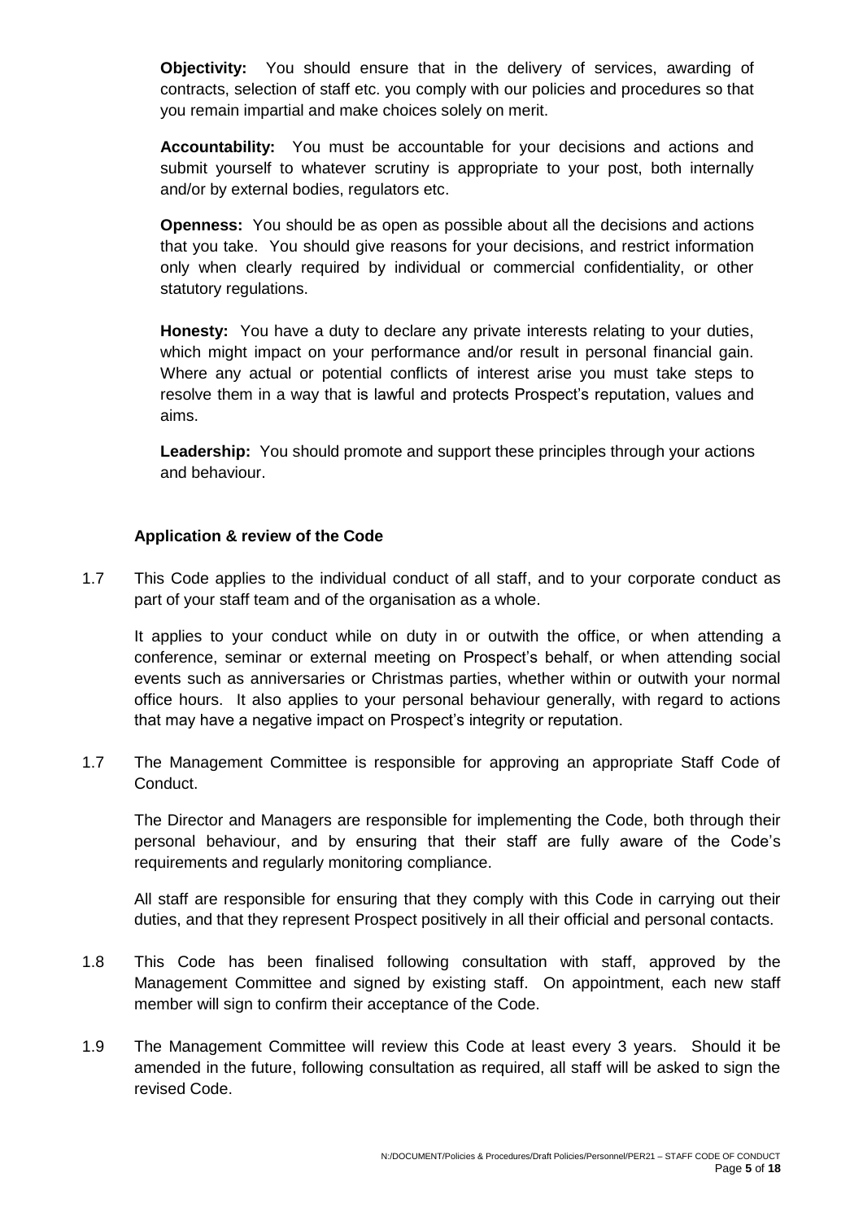**Objectivity:** You should ensure that in the delivery of services, awarding of contracts, selection of staff etc. you comply with our policies and procedures so that you remain impartial and make choices solely on merit.

**Accountability:** You must be accountable for your decisions and actions and submit yourself to whatever scrutiny is appropriate to your post, both internally and/or by external bodies, regulators etc.

**Openness:** You should be as open as possible about all the decisions and actions that you take. You should give reasons for your decisions, and restrict information only when clearly required by individual or commercial confidentiality, or other statutory regulations.

**Honesty:** You have a duty to declare any private interests relating to your duties, which might impact on your performance and/or result in personal financial gain. Where any actual or potential conflicts of interest arise you must take steps to resolve them in a way that is lawful and protects Prospect's reputation, values and aims.

**Leadership:** You should promote and support these principles through your actions and behaviour.

### Application & review of the Code

1.7 This Code applies to the individual conduct of all staff, and to your corporate conduct as part of your staff team and of the organisation as a whole.

It applies to your conduct while on duty in or outwith the office, or when attending a conference, seminar or external meeting on Prospect's behalf, or when attending social events such as anniversaries or Christmas parties, whether within or outwith your normal office hours. It also applies to your personal behaviour generally, with regard to actions that may have a negative impact on Prospect's integrity or reputation.

1.7 The Management Committee is responsible for approving an appropriate Staff Code of Conduct.

The Director and Managers are responsible for implementing the Code, both through their personal behaviour, and by ensuring that their staff are fully aware of the Code's requirements and regularly monitoring compliance.

All staff are responsible for ensuring that they comply with this Code in carrying out their duties, and that they represent Prospect positively in all their official and personal contacts.

1.8 This Code has been finalised following consultation with staff, approved by the Management Committee and signed by existing staff. On appointment, each new staff member will sign to confirm their acceptance of the Code.

1.9 The Management Committee will review this Code at least every 3 years. Should it be amended in the future, following consultation as required, all staff will be asked to sign the revised Code.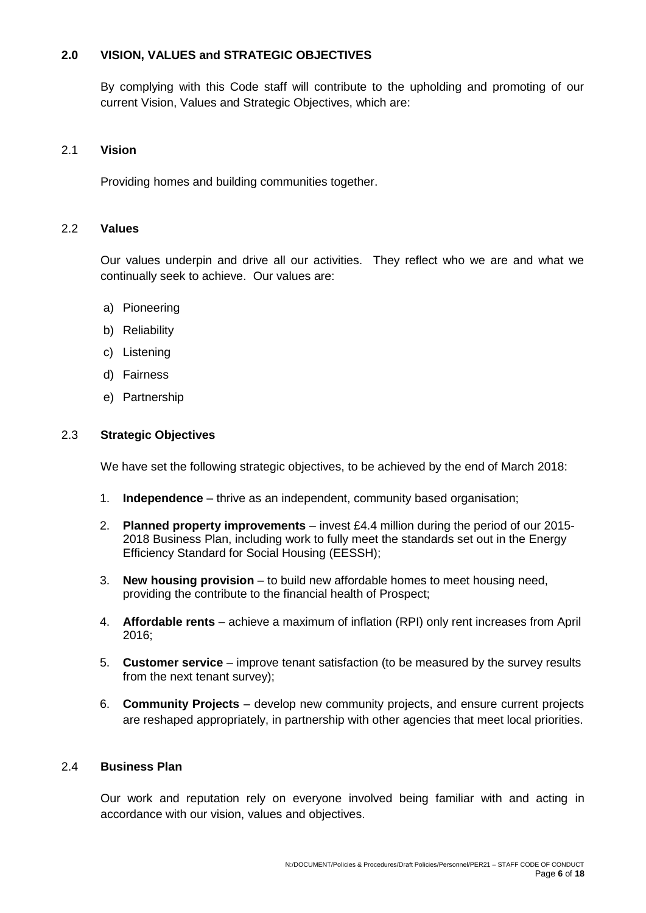## 2.0 VISION, VALUES and STRATEGIC OBJECTIVES

By complying with this Code staff will contribute to the upholding and promoting of our current Vision, Values and Strategic Objectives, which are:

### 2.1 Vision

Providing homes and building communities together.

### 2.2 Values

Our values underpin and drive all our activities. They reflect who we are and what we continually seek to achieve. Our values are:

a) Pioneering
b) Reliability
c) Listening
d) Fairness
e) Partnership

### 2.3 Strategic Objectives

We have set the following strategic objectives, to be achieved by the end of March 2018:

1. **Independence** – thrive as an independent, community based organisation;
2. **Planned property improvements** – invest £4.4 million during the period of our 2015-2018 Business Plan, including work to fully meet the standards set out in the Energy Efficiency Standard for Social Housing (EESSH);
3. **New housing provision** – to build new affordable homes to meet housing need, providing the contribute to the financial health of Prospect;
4. **Affordable rents** – achieve a maximum of inflation (RPI) only rent increases from April 2016;
5. **Customer service** – improve tenant satisfaction (to be measured by the survey results from the next tenant survey);
6. **Community Projects** – develop new community projects, and ensure current projects are reshaped appropriately, in partnership with other agencies that meet local priorities.

### 2.4 Business Plan

Our work and reputation rely on everyone involved being familiar with and acting in accordance with our vision, values and objectives.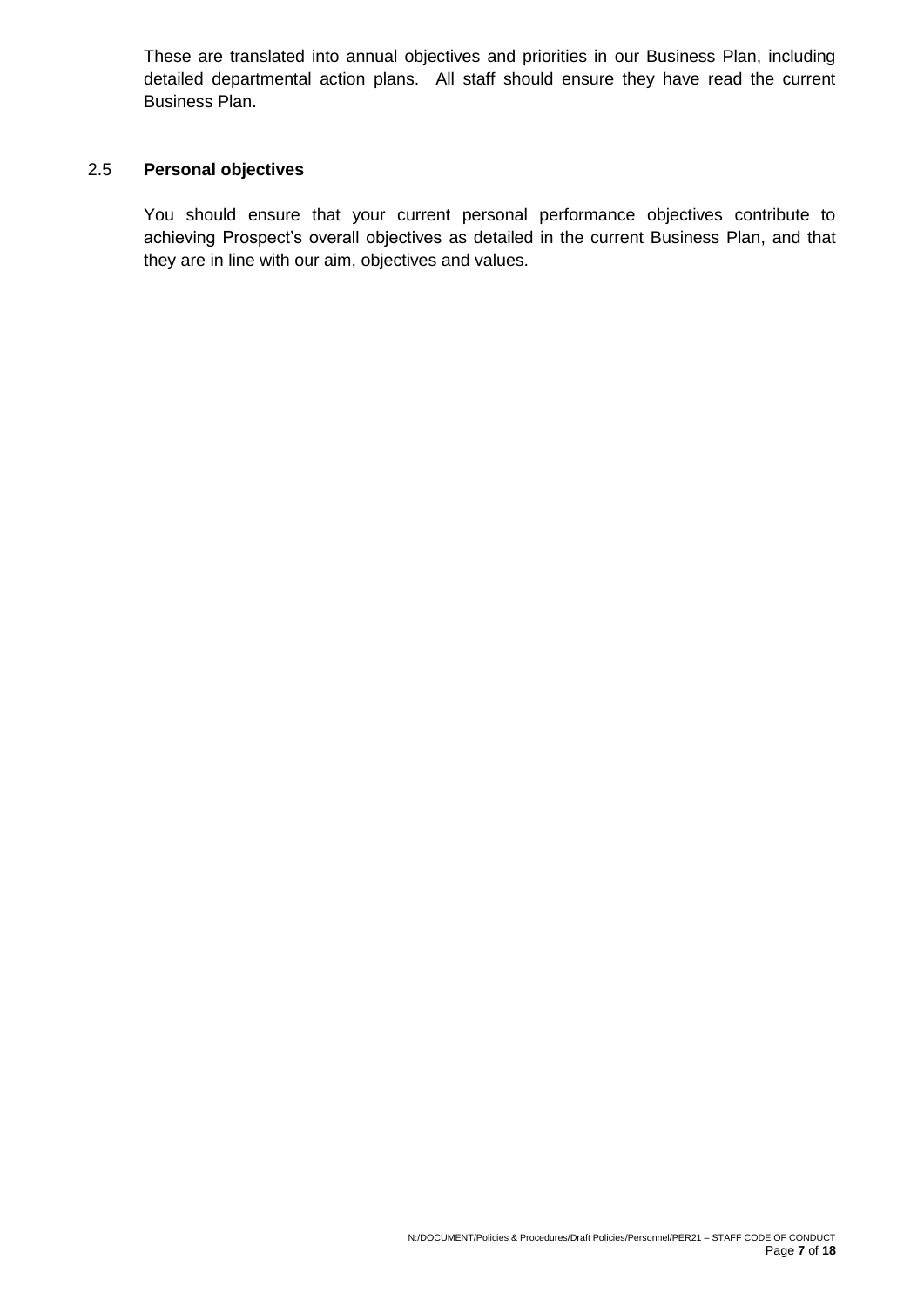These are translated into annual objectives and priorities in our Business Plan, including detailed departmental action plans. All staff should ensure they have read the current Business Plan.

### 2.5 **Personal objectives**

You should ensure that your current personal performance objectives contribute to achieving Prospect's overall objectives as detailed in the current Business Plan, and that they are in line with our aim, objectives and values.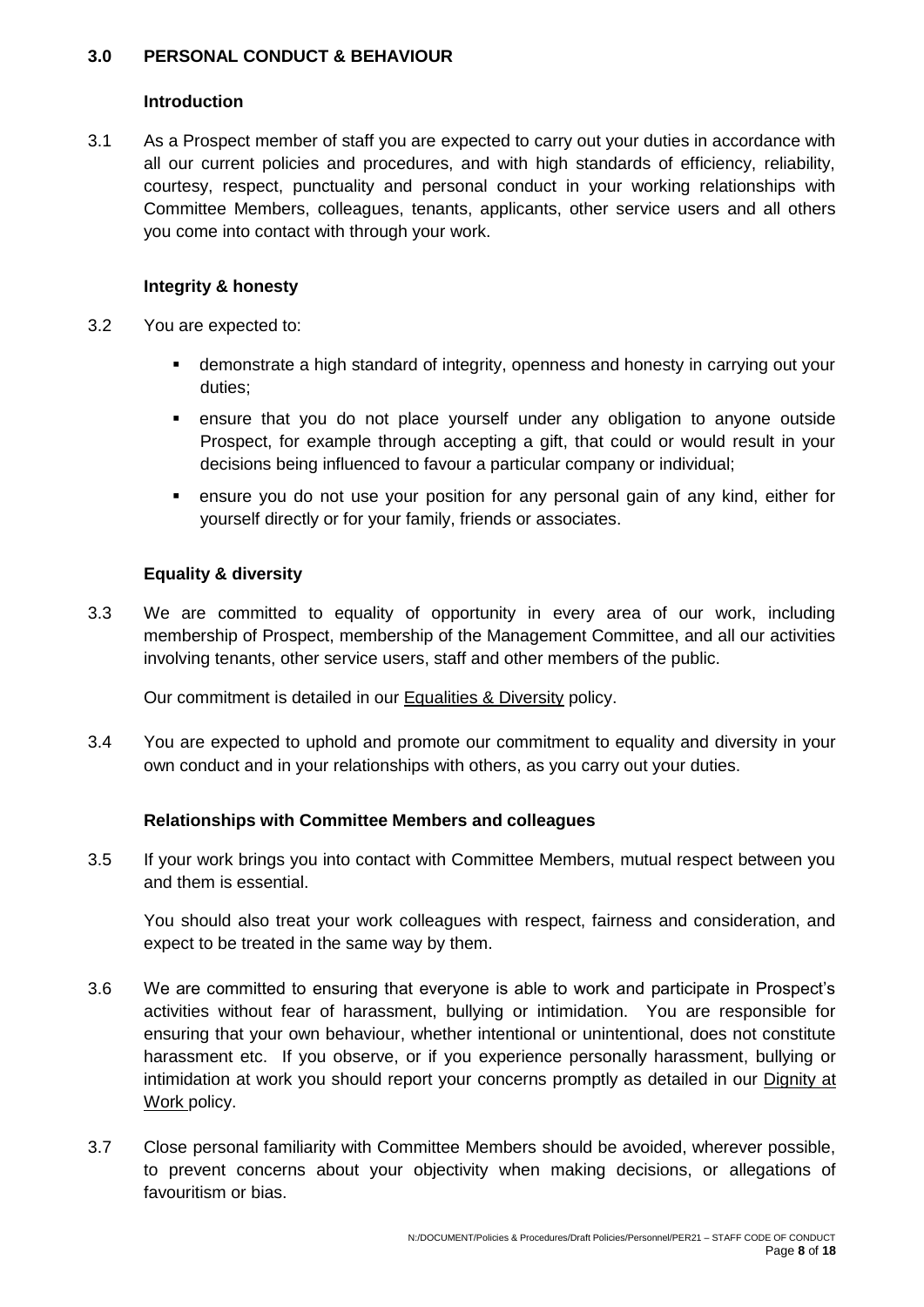## 3.0 PERSONAL CONDUCT & BEHAVIOUR

### Introduction

3.1 As a Prospect member of staff you are expected to carry out your duties in accordance with all our current policies and procedures, and with high standards of efficiency, reliability, courtesy, respect, punctuality and personal conduct in your working relationships with Committee Members, colleagues, tenants, applicants, other service users and all others you come into contact with through your work.

### Integrity & honesty

3.2 You are expected to:

- demonstrate a high standard of integrity, openness and honesty in carrying out your duties;
- ensure that you do not place yourself under any obligation to anyone outside Prospect, for example through accepting a gift, that could or would result in your decisions being influenced to favour a particular company or individual;
- ensure you do not use your position for any personal gain of any kind, either for yourself directly or for your family, friends or associates.

### Equality & diversity

3.3 We are committed to equality of opportunity in every area of our work, including membership of Prospect, membership of the Management Committee, and all our activities involving tenants, other service users, staff and other members of the public.

Our commitment is detailed in our Equalities & Diversity policy.

3.4 You are expected to uphold and promote our commitment to equality and diversity in your own conduct and in your relationships with others, as you carry out your duties.

### Relationships with Committee Members and colleagues

3.5 If your work brings you into contact with Committee Members, mutual respect between you and them is essential.

You should also treat your work colleagues with respect, fairness and consideration, and expect to be treated in the same way by them.

3.6 We are committed to ensuring that everyone is able to work and participate in Prospect's activities without fear of harassment, bullying or intimidation. You are responsible for ensuring that your own behaviour, whether intentional or unintentional, does not constitute harassment etc. If you observe, or if you experience personally harassment, bullying or intimidation at work you should report your concerns promptly as detailed in our Dignity at Work policy.

3.7 Close personal familiarity with Committee Members should be avoided, wherever possible, to prevent concerns about your objectivity when making decisions, or allegations of favouritism or bias.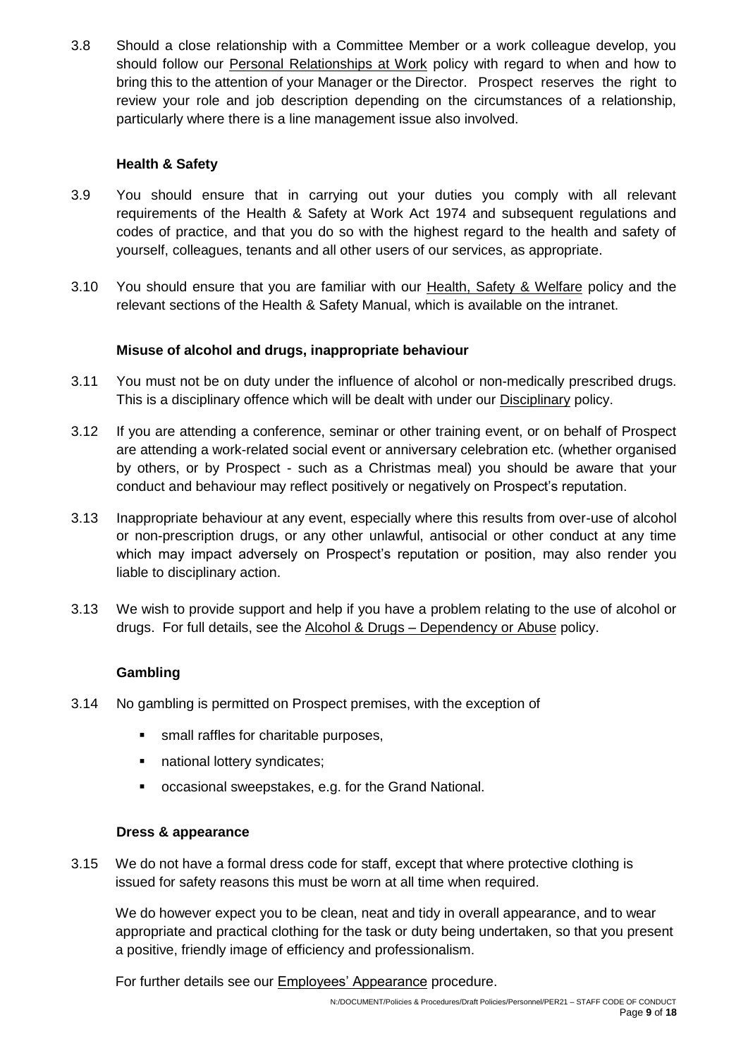3.8 Should a close relationship with a Committee Member or a work colleague develop, you should follow our Personal Relationships at Work policy with regard to when and how to bring this to the attention of your Manager or the Director. Prospect reserves the right to review your role and job description depending on the circumstances of a relationship, particularly where there is a line management issue also involved.

### Health & Safety

3.9 You should ensure that in carrying out your duties you comply with all relevant requirements of the Health & Safety at Work Act 1974 and subsequent regulations and codes of practice, and that you do so with the highest regard to the health and safety of yourself, colleagues, tenants and all other users of our services, as appropriate.

3.10 You should ensure that you are familiar with our Health, Safety & Welfare policy and the relevant sections of the Health & Safety Manual, which is available on the intranet.

### Misuse of alcohol and drugs, inappropriate behaviour

3.11 You must not be on duty under the influence of alcohol or non-medically prescribed drugs. This is a disciplinary offence which will be dealt with under our Disciplinary policy.

3.12 If you are attending a conference, seminar or other training event, or on behalf of Prospect are attending a work-related social event or anniversary celebration etc. (whether organised by others, or by Prospect - such as a Christmas meal) you should be aware that your conduct and behaviour may reflect positively or negatively on Prospect's reputation.

3.13 Inappropriate behaviour at any event, especially where this results from over-use of alcohol or non-prescription drugs, or any other unlawful, antisocial or other conduct at any time which may impact adversely on Prospect's reputation or position, may also render you liable to disciplinary action.

3.13 We wish to provide support and help if you have a problem relating to the use of alcohol or drugs. For full details, see the Alcohol & Drugs – Dependency or Abuse policy.

### Gambling

3.14 No gambling is permitted on Prospect premises, with the exception of

- small raffles for charitable purposes,
- national lottery syndicates;
- occasional sweepstakes, e.g. for the Grand National.

### Dress & appearance

3.15 We do not have a formal dress code for staff, except that where protective clothing is issued for safety reasons this must be worn at all time when required.

We do however expect you to be clean, neat and tidy in overall appearance, and to wear appropriate and practical clothing for the task or duty being undertaken, so that you present a positive, friendly image of efficiency and professionalism.

For further details see our Employees' Appearance procedure.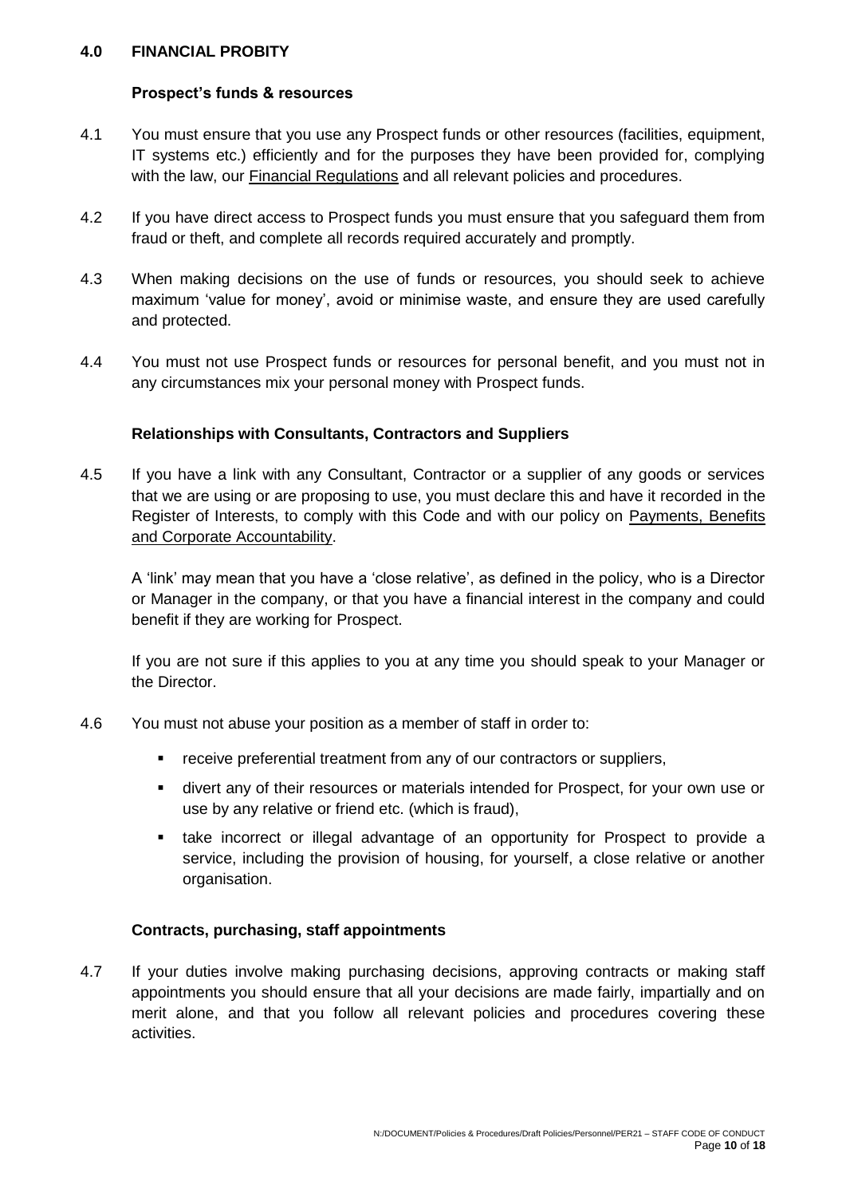## 4.0 FINANCIAL PROBITY

### Prospect's funds & resources

4.1 You must ensure that you use any Prospect funds or other resources (facilities, equipment, IT systems etc.) efficiently and for the purposes they have been provided for, complying with the law, our Financial Regulations and all relevant policies and procedures.

4.2 If you have direct access to Prospect funds you must ensure that you safeguard them from fraud or theft, and complete all records required accurately and promptly.

4.3 When making decisions on the use of funds or resources, you should seek to achieve maximum 'value for money', avoid or minimise waste, and ensure they are used carefully and protected.

4.4 You must not use Prospect funds or resources for personal benefit, and you must not in any circumstances mix your personal money with Prospect funds.

### Relationships with Consultants, Contractors and Suppliers

4.5 If you have a link with any Consultant, Contractor or a supplier of any goods or services that we are using or are proposing to use, you must declare this and have it recorded in the Register of Interests, to comply with this Code and with our policy on Payments, Benefits and Corporate Accountability.

A 'link' may mean that you have a 'close relative', as defined in the policy, who is a Director or Manager in the company, or that you have a financial interest in the company and could benefit if they are working for Prospect.

If you are not sure if this applies to you at any time you should speak to your Manager or the Director.

4.6 You must not abuse your position as a member of staff in order to:

- receive preferential treatment from any of our contractors or suppliers,
- divert any of their resources or materials intended for Prospect, for your own use or use by any relative or friend etc. (which is fraud),
- take incorrect or illegal advantage of an opportunity for Prospect to provide a service, including the provision of housing, for yourself, a close relative or another organisation.

### Contracts, purchasing, staff appointments

4.7 If your duties involve making purchasing decisions, approving contracts or making staff appointments you should ensure that all your decisions are made fairly, impartially and on merit alone, and that you follow all relevant policies and procedures covering these activities.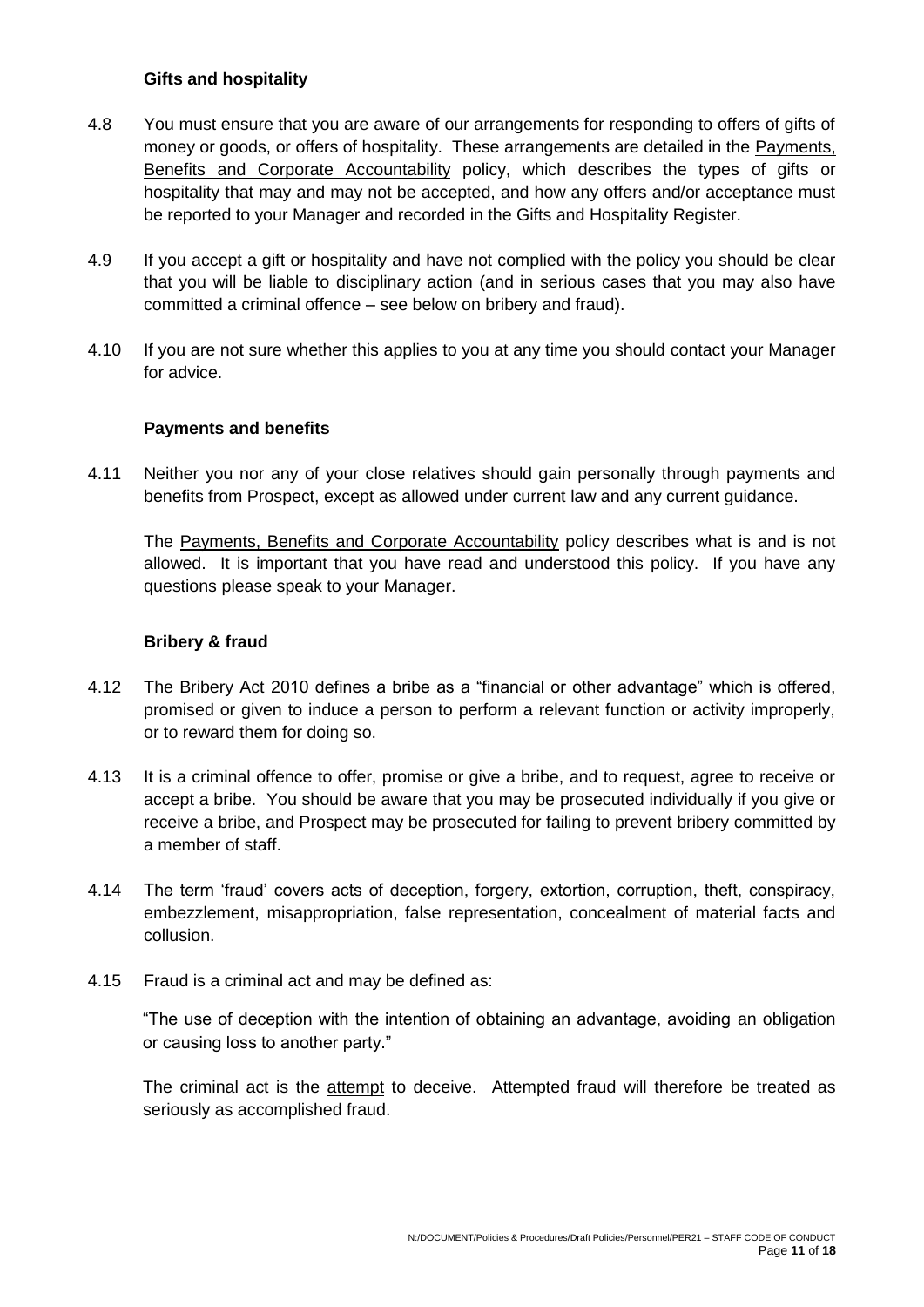### Gifts and hospitality

4.8 You must ensure that you are aware of our arrangements for responding to offers of gifts of money or goods, or offers of hospitality. These arrangements are detailed in the Payments, Benefits and Corporate Accountability policy, which describes the types of gifts or hospitality that may and may not be accepted, and how any offers and/or acceptance must be reported to your Manager and recorded in the Gifts and Hospitality Register.

4.9 If you accept a gift or hospitality and have not complied with the policy you should be clear that you will be liable to disciplinary action (and in serious cases that you may also have committed a criminal offence – see below on bribery and fraud).

4.10 If you are not sure whether this applies to you at any time you should contact your Manager for advice.

### Payments and benefits

4.11 Neither you nor any of your close relatives should gain personally through payments and benefits from Prospect, except as allowed under current law and any current guidance.

The Payments, Benefits and Corporate Accountability policy describes what is and is not allowed. It is important that you have read and understood this policy. If you have any questions please speak to your Manager.

### Bribery & fraud

4.12 The Bribery Act 2010 defines a bribe as a "financial or other advantage" which is offered, promised or given to induce a person to perform a relevant function or activity improperly, or to reward them for doing so.

4.13 It is a criminal offence to offer, promise or give a bribe, and to request, agree to receive or accept a bribe. You should be aware that you may be prosecuted individually if you give or receive a bribe, and Prospect may be prosecuted for failing to prevent bribery committed by a member of staff.

4.14 The term 'fraud' covers acts of deception, forgery, extortion, corruption, theft, conspiracy, embezzlement, misappropriation, false representation, concealment of material facts and collusion.

4.15 Fraud is a criminal act and may be defined as:

"The use of deception with the intention of obtaining an advantage, avoiding an obligation or causing loss to another party."

The criminal act is the attempt to deceive. Attempted fraud will therefore be treated as seriously as accomplished fraud.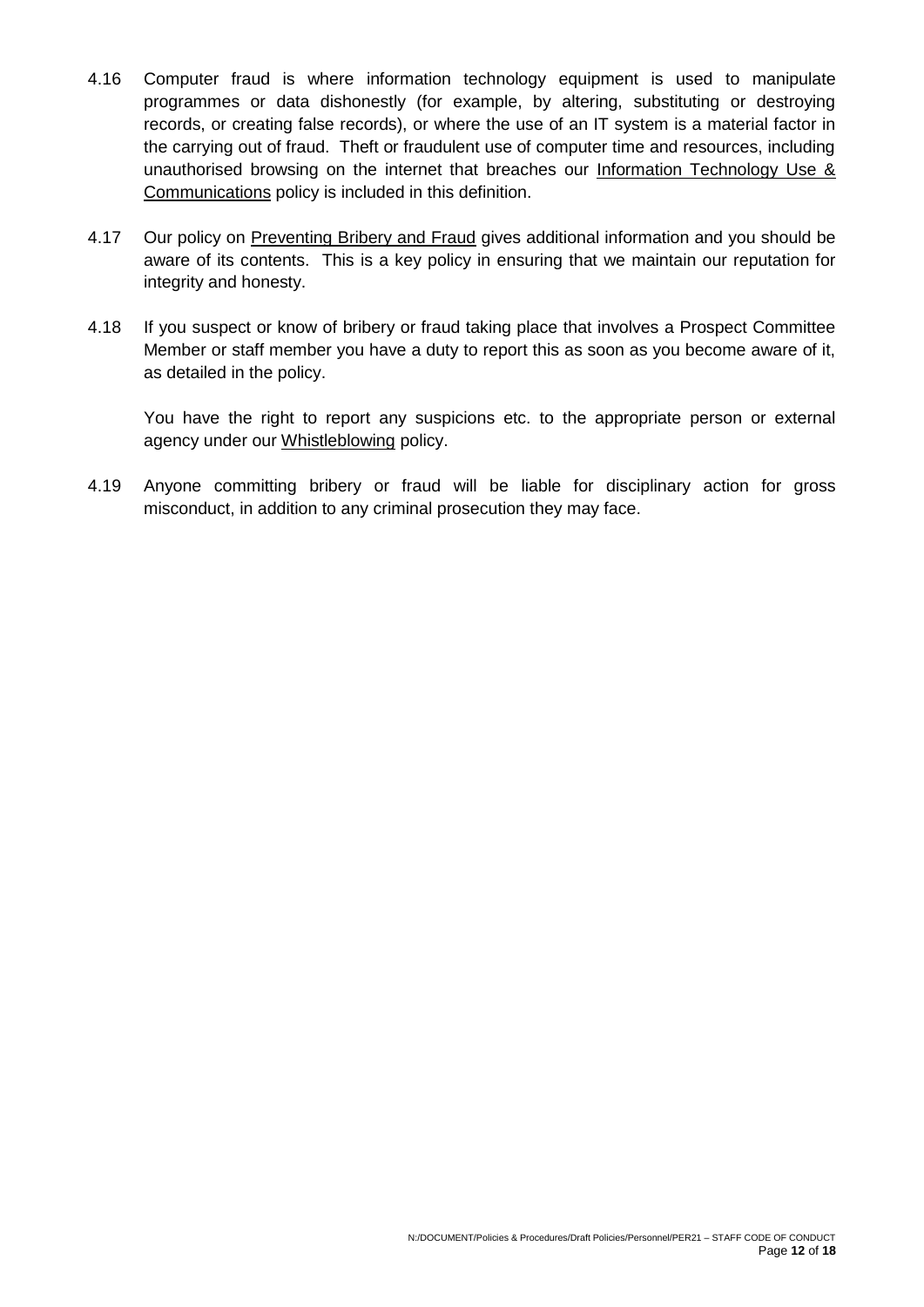4.16 Computer fraud is where information technology equipment is used to manipulate programmes or data dishonestly (for example, by altering, substituting or destroying records, or creating false records), or where the use of an IT system is a material factor in the carrying out of fraud. Theft or fraudulent use of computer time and resources, including unauthorised browsing on the internet that breaches our Information Technology Use & Communications policy is included in this definition.

4.17 Our policy on Preventing Bribery and Fraud gives additional information and you should be aware of its contents. This is a key policy in ensuring that we maintain our reputation for integrity and honesty.

4.18 If you suspect or know of bribery or fraud taking place that involves a Prospect Committee Member or staff member you have a duty to report this as soon as you become aware of it, as detailed in the policy.

You have the right to report any suspicions etc. to the appropriate person or external agency under our Whistleblowing policy.

4.19 Anyone committing bribery or fraud will be liable for disciplinary action for gross misconduct, in addition to any criminal prosecution they may face.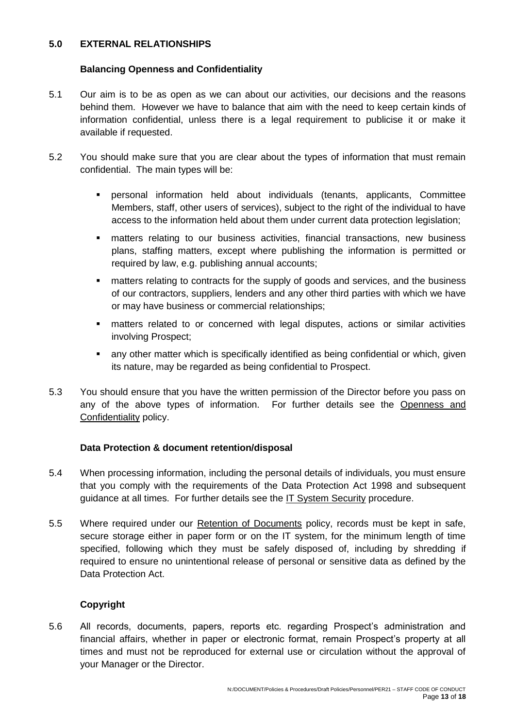## 5.0 EXTERNAL RELATIONSHIPS

### Balancing Openness and Confidentiality

5.1 Our aim is to be as open as we can about our activities, our decisions and the reasons behind them. However we have to balance that aim with the need to keep certain kinds of information confidential, unless there is a legal requirement to publicise it or make it available if requested.

5.2 You should make sure that you are clear about the types of information that must remain confidential. The main types will be:

- personal information held about individuals (tenants, applicants, Committee Members, staff, other users of services), subject to the right of the individual to have access to the information held about them under current data protection legislation;
- matters relating to our business activities, financial transactions, new business plans, staffing matters, except where publishing the information is permitted or required by law, e.g. publishing annual accounts;
- matters relating to contracts for the supply of goods and services, and the business of our contractors, suppliers, lenders and any other third parties with which we have or may have business or commercial relationships;
- matters related to or concerned with legal disputes, actions or similar activities involving Prospect;
- any other matter which is specifically identified as being confidential or which, given its nature, may be regarded as being confidential to Prospect.

5.3 You should ensure that you have the written permission of the Director before you pass on any of the above types of information. For further details see the Openness and Confidentiality policy.

### Data Protection & document retention/disposal

5.4 When processing information, including the personal details of individuals, you must ensure that you comply with the requirements of the Data Protection Act 1998 and subsequent guidance at all times. For further details see the IT System Security procedure.

5.5 Where required under our Retention of Documents policy, records must be kept in safe, secure storage either in paper form or on the IT system, for the minimum length of time specified, following which they must be safely disposed of, including by shredding if required to ensure no unintentional release of personal or sensitive data as defined by the Data Protection Act.

### Copyright

5.6 All records, documents, papers, reports etc. regarding Prospect's administration and financial affairs, whether in paper or electronic format, remain Prospect's property at all times and must not be reproduced for external use or circulation without the approval of your Manager or the Director.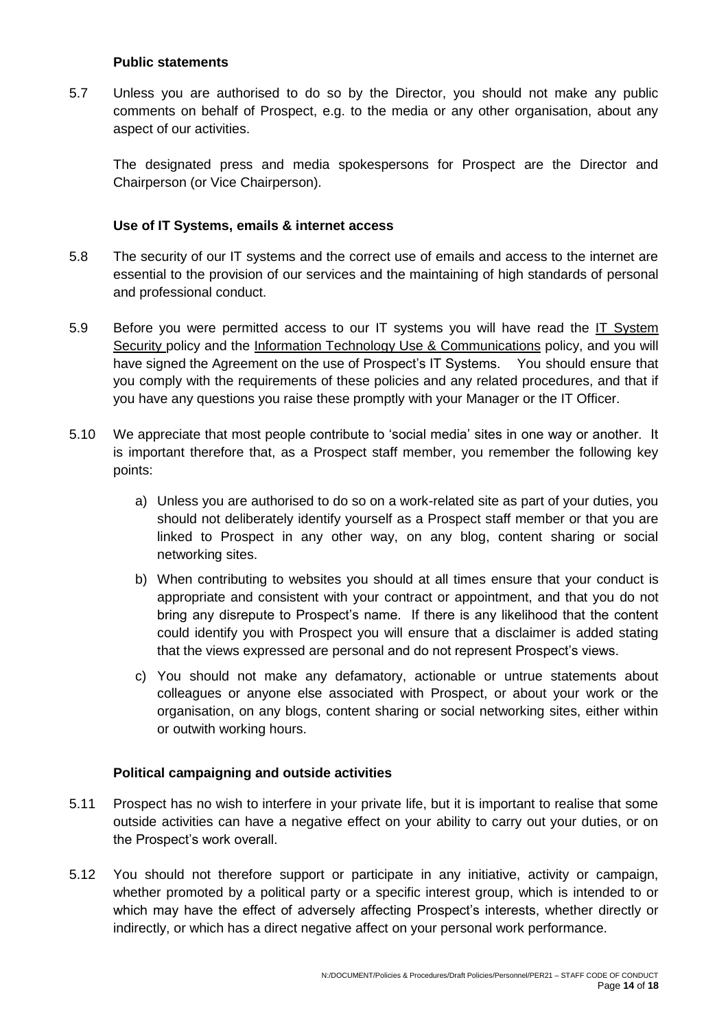**Public statements**

5.7 Unless you are authorised to do so by the Director, you should not make any public comments on behalf of Prospect, e.g. to the media or any other organisation, about any aspect of our activities.

The designated press and media spokespersons for Prospect are the Director and Chairperson (or Vice Chairperson).

**Use of IT Systems, emails & internet access**

5.8 The security of our IT systems and the correct use of emails and access to the internet are essential to the provision of our services and the maintaining of high standards of personal and professional conduct.

5.9 Before you were permitted access to our IT systems you will have read the IT System Security policy and the Information Technology Use & Communications policy, and you will have signed the Agreement on the use of Prospect's IT Systems. You should ensure that you comply with the requirements of these policies and any related procedures, and that if you have any questions you raise these promptly with your Manager or the IT Officer.

5.10 We appreciate that most people contribute to 'social media' sites in one way or another. It is important therefore that, as a Prospect staff member, you remember the following key points:

a) Unless you are authorised to do so on a work-related site as part of your duties, you should not deliberately identify yourself as a Prospect staff member or that you are linked to Prospect in any other way, on any blog, content sharing or social networking sites.

b) When contributing to websites you should at all times ensure that your conduct is appropriate and consistent with your contract or appointment, and that you do not bring any disrepute to Prospect's name. If there is any likelihood that the content could identify you with Prospect you will ensure that a disclaimer is added stating that the views expressed are personal and do not represent Prospect's views.

c) You should not make any defamatory, actionable or untrue statements about colleagues or anyone else associated with Prospect, or about your work or the organisation, on any blogs, content sharing or social networking sites, either within or outwith working hours.

**Political campaigning and outside activities**

5.11 Prospect has no wish to interfere in your private life, but it is important to realise that some outside activities can have a negative effect on your ability to carry out your duties, or on the Prospect's work overall.

5.12 You should not therefore support or participate in any initiative, activity or campaign, whether promoted by a political party or a specific interest group, which is intended to or which may have the effect of adversely affecting Prospect's interests, whether directly or indirectly, or which has a direct negative affect on your personal work performance.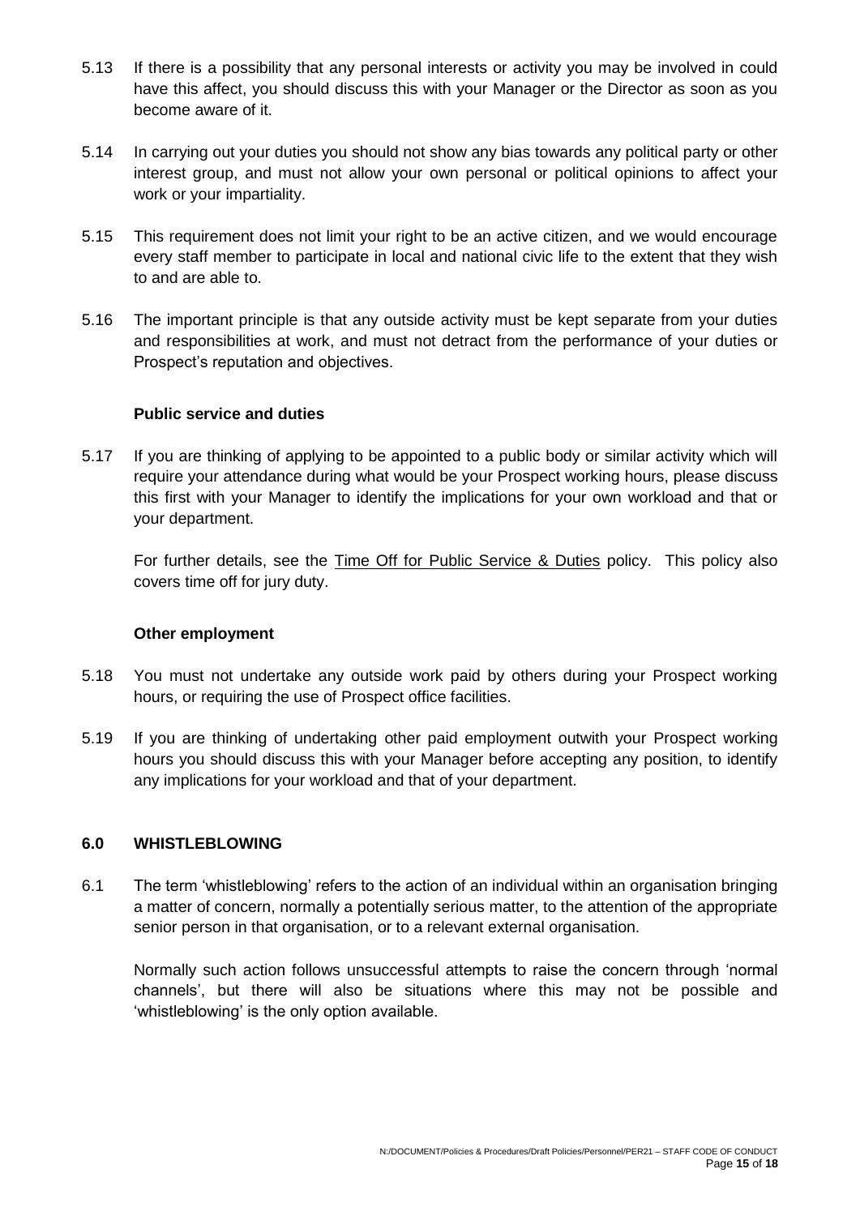5.13 If there is a possibility that any personal interests or activity you may be involved in could have this affect, you should discuss this with your Manager or the Director as soon as you become aware of it.

5.14 In carrying out your duties you should not show any bias towards any political party or other interest group, and must not allow your own personal or political opinions to affect your work or your impartiality.

5.15 This requirement does not limit your right to be an active citizen, and we would encourage every staff member to participate in local and national civic life to the extent that they wish to and are able to.

5.16 The important principle is that any outside activity must be kept separate from your duties and responsibilities at work, and must not detract from the performance of your duties or Prospect's reputation and objectives.

**Public service and duties**

5.17 If you are thinking of applying to be appointed to a public body or similar activity which will require your attendance during what would be your Prospect working hours, please discuss this first with your Manager to identify the implications for your own workload and that or your department.

For further details, see the Time Off for Public Service & Duties policy. This policy also covers time off for jury duty.

**Other employment**

5.18 You must not undertake any outside work paid by others during your Prospect working hours, or requiring the use of Prospect office facilities.

5.19 If you are thinking of undertaking other paid employment outwith your Prospect working hours you should discuss this with your Manager before accepting any position, to identify any implications for your workload and that of your department.

## 6.0 WHISTLEBLOWING

6.1 The term 'whistleblowing' refers to the action of an individual within an organisation bringing a matter of concern, normally a potentially serious matter, to the attention of the appropriate senior person in that organisation, or to a relevant external organisation.

Normally such action follows unsuccessful attempts to raise the concern through 'normal channels', but there will also be situations where this may not be possible and 'whistleblowing' is the only option available.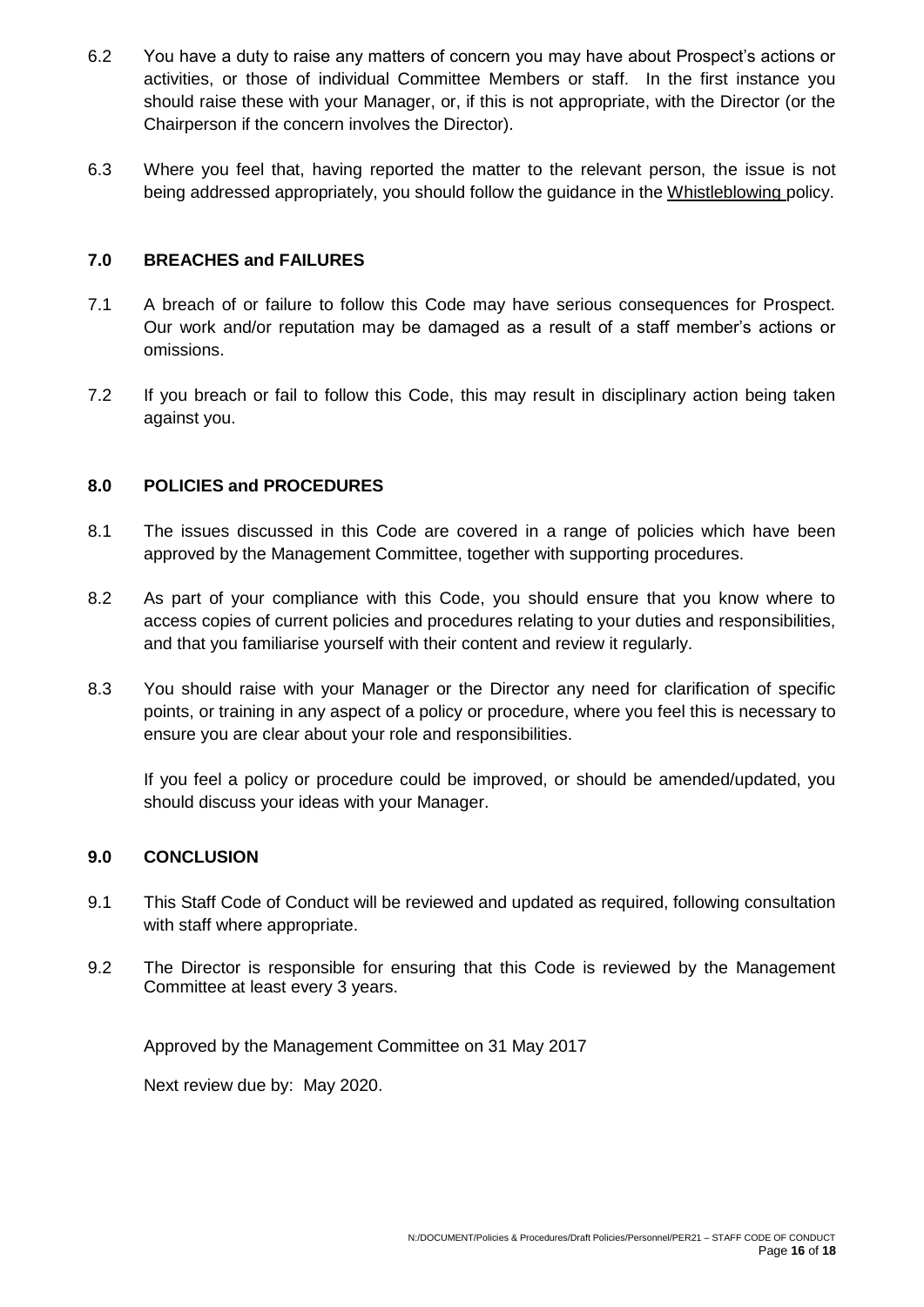6.2 You have a duty to raise any matters of concern you may have about Prospect's actions or activities, or those of individual Committee Members or staff. In the first instance you should raise these with your Manager, or, if this is not appropriate, with the Director (or the Chairperson if the concern involves the Director).

6.3 Where you feel that, having reported the matter to the relevant person, the issue is not being addressed appropriately, you should follow the guidance in the Whistleblowing policy.

## 7.0 BREACHES and FAILURES

7.1 A breach of or failure to follow this Code may have serious consequences for Prospect. Our work and/or reputation may be damaged as a result of a staff member's actions or omissions.

7.2 If you breach or fail to follow this Code, this may result in disciplinary action being taken against you.

## 8.0 POLICIES and PROCEDURES

8.1 The issues discussed in this Code are covered in a range of policies which have been approved by the Management Committee, together with supporting procedures.

8.2 As part of your compliance with this Code, you should ensure that you know where to access copies of current policies and procedures relating to your duties and responsibilities, and that you familiarise yourself with their content and review it regularly.

8.3 You should raise with your Manager or the Director any need for clarification of specific points, or training in any aspect of a policy or procedure, where you feel this is necessary to ensure you are clear about your role and responsibilities.

If you feel a policy or procedure could be improved, or should be amended/updated, you should discuss your ideas with your Manager.

## 9.0 CONCLUSION

9.1 This Staff Code of Conduct will be reviewed and updated as required, following consultation with staff where appropriate.

9.2 The Director is responsible for ensuring that this Code is reviewed by the Management Committee at least every 3 years.

Approved by the Management Committee on 31 May 2017

Next review due by: May 2020.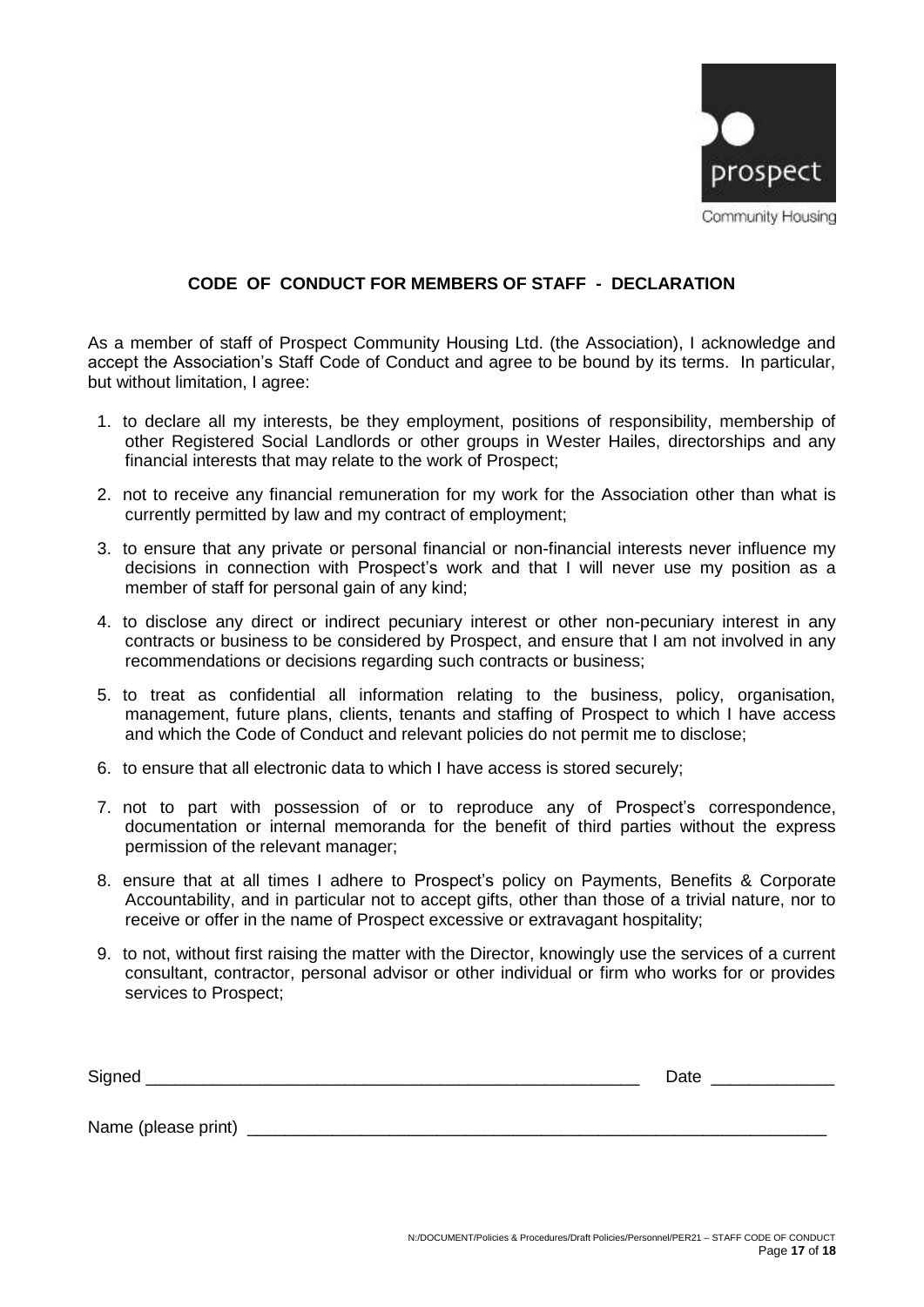prospect

Community Housing

## CODE OF CONDUCT FOR MEMBERS OF STAFF - DECLARATION

As a member of staff of Prospect Community Housing Ltd. (the Association), I acknowledge and accept the Association's Staff Code of Conduct and agree to be bound by its terms. In particular, but without limitation, I agree:

1. to declare all my interests, be they employment, positions of responsibility, membership of other Registered Social Landlords or other groups in Wester Hailes, directorships and any financial interests that may relate to the work of Prospect;
2. not to receive any financial remuneration for my work for the Association other than what is currently permitted by law and my contract of employment;
3. to ensure that any private or personal financial or non-financial interests never influence my decisions in connection with Prospect's work and that I will never use my position as a member of staff for personal gain of any kind;
4. to disclose any direct or indirect pecuniary interest or other non-pecuniary interest in any contracts or business to be considered by Prospect, and ensure that I am not involved in any recommendations or decisions regarding such contracts or business;
5. to treat as confidential all information relating to the business, policy, organisation, management, future plans, clients, tenants and staffing of Prospect to which I have access and which the Code of Conduct and relevant policies do not permit me to disclose;
6. to ensure that all electronic data to which I have access is stored securely;
7. not to part with possession of or to reproduce any of Prospect's correspondence, documentation or internal memoranda for the benefit of third parties without the express permission of the relevant manager;
8. ensure that at all times I adhere to Prospect's policy on Payments, Benefits & Corporate Accountability, and in particular not to accept gifts, other than those of a trivial nature, nor to receive or offer in the name of Prospect excessive or extravagant hospitality;
9. to not, without first raising the matter with the Director, knowingly use the services of a current consultant, contractor, personal advisor or other individual or firm who works for or provides services to Prospect;

Signed _______________________________________________ Date ____________

Name (please print) _______________________________________________

N:/DOCUMENT/Policies & Procedures/Draft Policies/Personnel/PER21 – STAFF CODE OF CONDUCT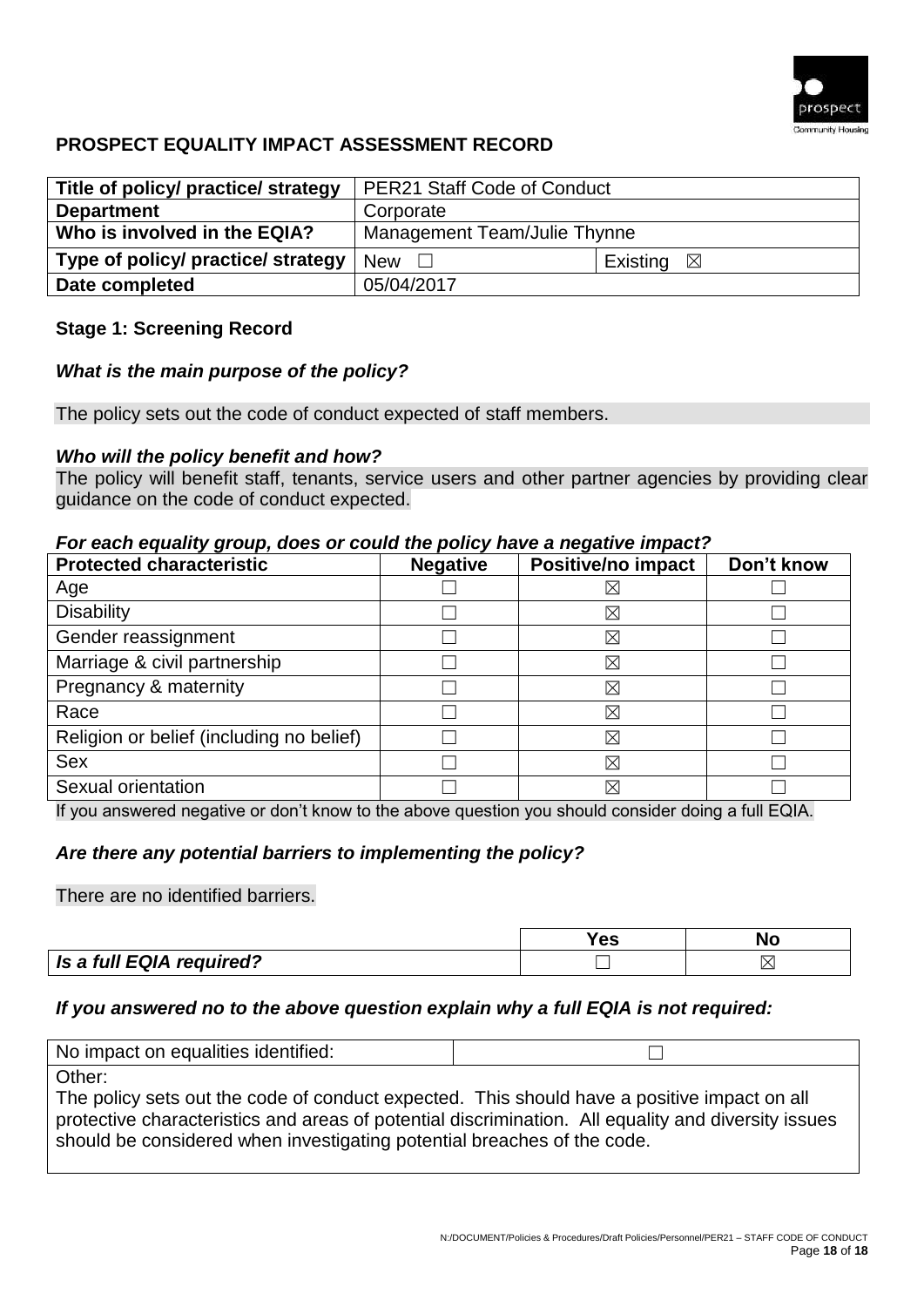## PROSPECT EQUALITY IMPACT ASSESSMENT RECORD

| | | |
|---|---|---|
| **Title of policy/ practice/ strategy** | PER21 Staff Code of Conduct | |
| **Department** | Corporate | |
| **Who is involved in the EQIA?** | Management Team/Julie Thynne | |
| **Type of policy/ practice/ strategy** | New ☐ | Existing ☒ |
| **Date completed** | 05/04/2017 | |

### Stage 1: Screening Record

***What is the main purpose of the policy?***

The policy sets out the code of conduct expected of staff members.

***Who will the policy benefit and how?***

The policy will benefit staff, tenants, service users and other partner agencies by providing clear guidance on the code of conduct expected.

***For each equality group, does or could the policy have a negative impact?***

| Protected characteristic | Negative | Positive/no impact | Don't know |
|---|---|---|---|
| Age | ☐ | ☒ | ☐ |
| Disability | ☐ | ☒ | ☐ |
| Gender reassignment | ☐ | ☒ | ☐ |
| Marriage & civil partnership | ☐ | ☒ | ☐ |
| Pregnancy & maternity | ☐ | ☒ | ☐ |
| Race | ☐ | ☒ | ☐ |
| Religion or belief (including no belief) | ☐ | ☒ | ☐ |
| Sex | ☐ | ☒ | ☐ |
| Sexual orientation | ☐ | ☒ | ☐ |

If you answered negative or don't know to the above question you should consider doing a full EQIA.

***Are there any potential barriers to implementing the policy?***

There are no identified barriers.

| | Yes | No |
|---|---|---|
| ***Is a full EQIA required?*** | ☐ | ☒ |

***If you answered no to the above question explain why a full EQIA is not required:***

| | |
|---|---|
| No impact on equalities identified: | ☐ |

Other:
The policy sets out the code of conduct expected. This should have a positive impact on all protective characteristics and areas of potential discrimination. All equality and diversity issues should be considered when investigating potential breaches of the code.